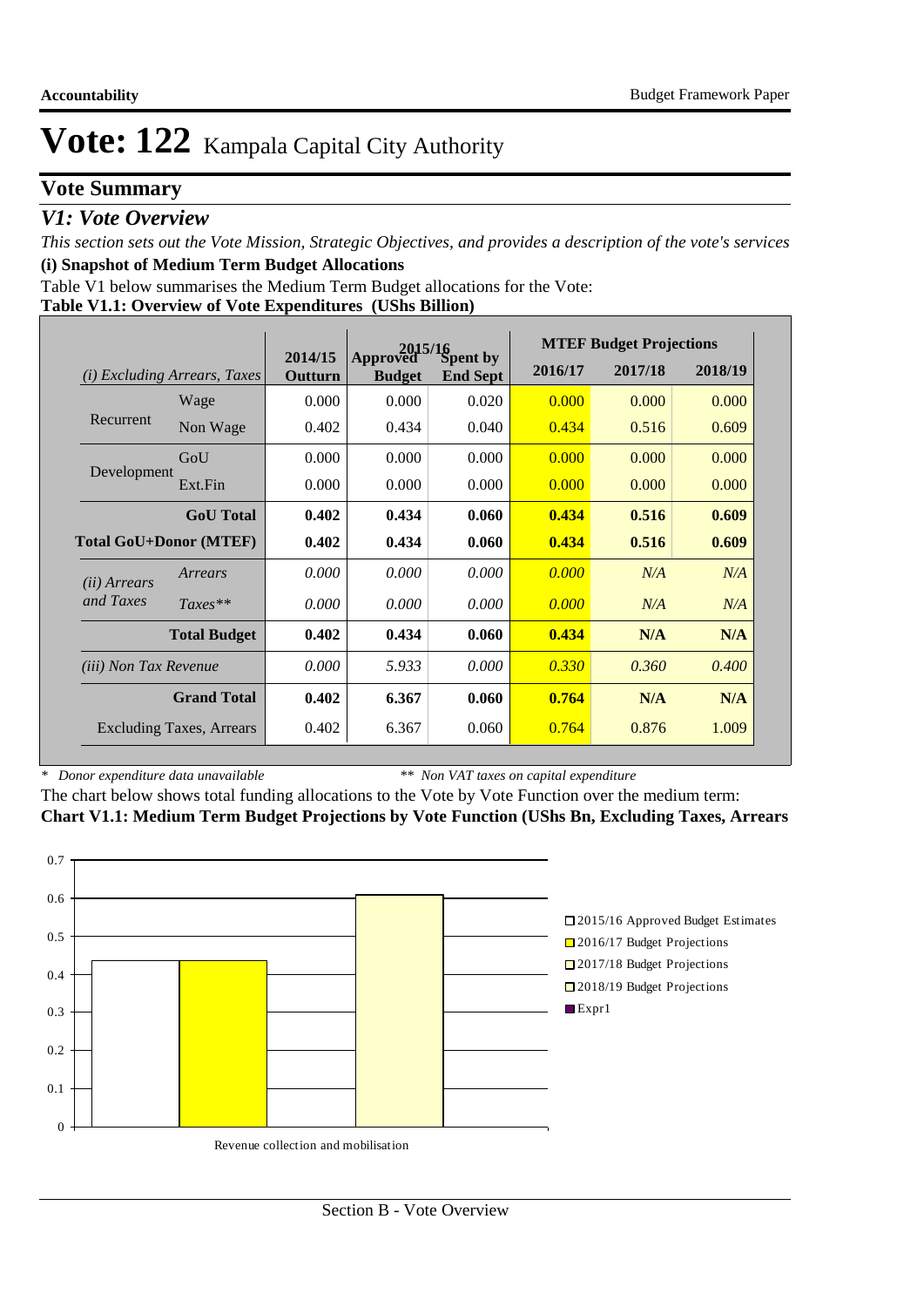# Vote: 122 Kampala Capital City Authority

## Vote Summary

### *V1: Vote Overview*

*This section sets out the Vote Mission, Strategic Objectives, and provides a description of the vote's services*

**(i) Snapshot of Medium Term Budget Allocations**

Table V1 below summarises the Medium Term Budget allocations for the Vote:

**Table V1.1: Overview of Vote Expenditures (UShs Billion)**

| *(i) Excluding Arrears, Taxes* | | 2014/15 Outturn | 2015/16 Approved Budget | 2015/16 Spent by End Sept | MTEF Budget Projections 2016/17 | 2017/18 | 2018/19 |
|---|---|---|---|---|---|---|---|
| Recurrent | Wage | 0.000 | 0.000 | 0.020 | 0.000 | 0.000 | 0.000 |
| | Non Wage | 0.402 | 0.434 | 0.040 | 0.434 | 0.516 | 0.609 |
| Development | GoU | 0.000 | 0.000 | 0.000 | 0.000 | 0.000 | 0.000 |
| | Ext.Fin | 0.000 | 0.000 | 0.000 | 0.000 | 0.000 | 0.000 |
| | **GoU Total** | **0.402** | **0.434** | **0.060** | **0.434** | **0.516** | **0.609** |
| **Total GoU+Donor (MTEF)** | | **0.402** | **0.434** | **0.060** | **0.434** | **0.516** | **0.609** |
| *(ii) Arrears and Taxes* | *Arrears* | *0.000* | *0.000* | *0.000* | *0.000* | *N/A* | *N/A* |
| | *Taxes*** | *0.000* | *0.000* | *0.000* | *0.000* | *N/A* | *N/A* |
| | **Total Budget** | **0.402** | **0.434** | **0.060** | **0.434** | **N/A** | **N/A** |
| *(iii) Non Tax Revenue* | | *0.000* | *5.933* | *0.000* | *0.330* | *0.360* | *0.400* |
| | **Grand Total** | **0.402** | **6.367** | **0.060** | **0.764** | **N/A** | **N/A** |
| Excluding Taxes, Arrears | | 0.402 | 6.367 | 0.060 | 0.764 | 0.876 | 1.009 |

\* *Donor expenditure data unavailable* &nbsp;&nbsp;&nbsp;&nbsp; ** *Non VAT taxes on capital expenditure*

The chart below shows total funding allocations to the Vote by Vote Function over the medium term:

**Chart V1.1: Medium Term Budget Projections by Vote Function (UShs Bn, Excluding Taxes, Arrears**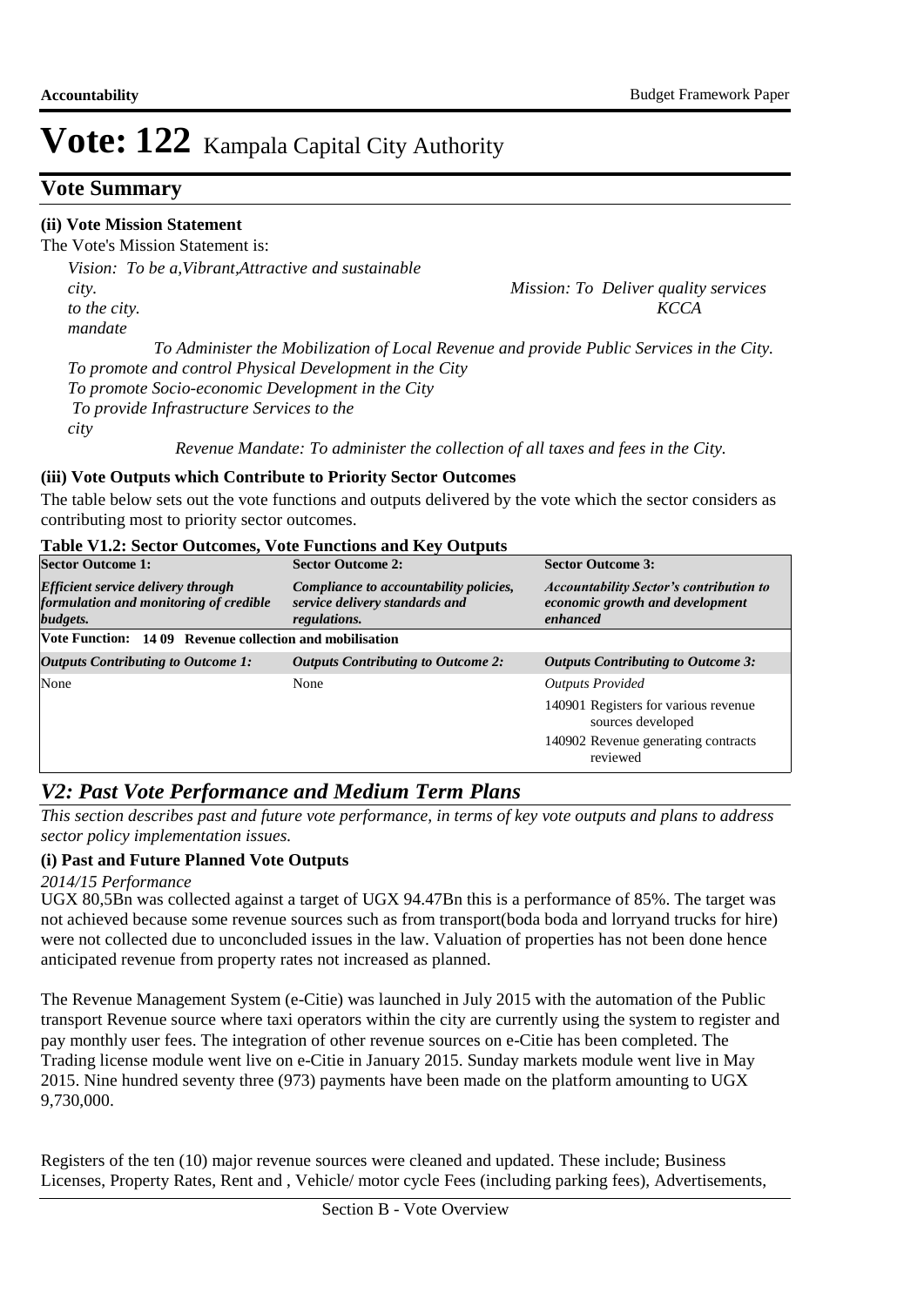# Vote: 122 Kampala Capital City Authority

## Vote Summary

**(ii) Vote Mission Statement**

The Vote's Mission Statement is:

*Vision: To be a,Vibrant,Attractive and sustainable city. Mission: To Deliver quality services to the city. KCCA mandate*

*To Administer the Mobilization of Local Revenue and provide Public Services in the City.*

*To promote and control Physical Development in the City*

*To promote Socio-economic Development in the City*

*To provide Infrastructure Services to the city*

*Revenue Mandate: To administer the collection of all taxes and fees in the City.*

**(iii) Vote Outputs which Contribute to Priority Sector Outcomes**

The table below sets out the vote functions and outputs delivered by the vote which the sector considers as contributing most to priority sector outcomes.

**Table V1.2: Sector Outcomes, Vote Functions and Key Outputs**

| **Sector Outcome 1:** | **Sector Outcome 2:** | **Sector Outcome 3:** |
|---|---|---|
| ***Efficient service delivery through formulation and monitoring of credible budgets.*** | ***Compliance to accountability policies, service delivery standards and regulations.*** | ***Accountability Sector's contribution to economic growth and development enhanced*** |
| **Vote Function: 14 09 Revenue collection and mobilisation** | | |
| ***Outputs Contributing to Outcome 1:*** | ***Outputs Contributing to Outcome 2:*** | ***Outputs Contributing to Outcome 3:*** |
| None | None | *Outputs Provided* |
| | | 140901 Registers for various revenue sources developed |
| | | 140902 Revenue generating contracts reviewed |

## *V2: Past Vote Performance and Medium Term Plans*

*This section describes past and future vote performance, in terms of key vote outputs and plans to address sector policy implementation issues.*

**(i) Past and Future Planned Vote Outputs**

*2014/15 Performance*

UGX 80,5Bn was collected against a target of UGX 94.47Bn this is a performance of 85%. The target was not achieved because some revenue sources such as from transport(boda boda and lorryand trucks for hire) were not collected due to unconcluded issues in the law. Valuation of properties has not been done hence anticipated revenue from property rates not increased as planned.

The Revenue Management System (e-Citie) was launched in July 2015 with the automation of the Public transport Revenue source where taxi operators within the city are currently using the system to register and pay monthly user fees. The integration of other revenue sources on e-Citie has been completed. The Trading license module went live on e-Citie in January 2015. Sunday markets module went live in May 2015. Nine hundred seventy three (973) payments have been made on the platform amounting to UGX 9,730,000.

Registers of the ten (10) major revenue sources were cleaned and updated. These include; Business Licenses, Property Rates, Rent and , Vehicle/ motor cycle Fees (including parking fees), Advertisements,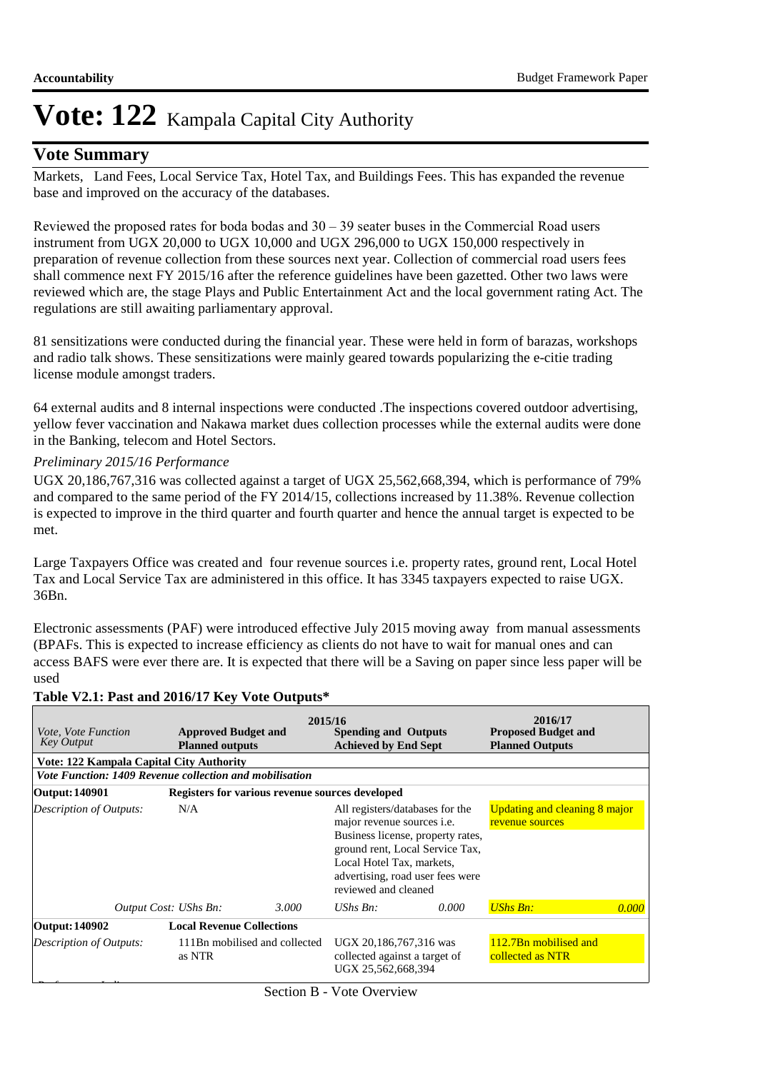# Vote: 122 Kampala Capital City Authority

## Vote Summary

Markets, Land Fees, Local Service Tax, Hotel Tax, and Buildings Fees. This has expanded the revenue base and improved on the accuracy of the databases.

Reviewed the proposed rates for boda bodas and 30 – 39 seater buses in the Commercial Road users instrument from UGX 20,000 to UGX 10,000 and UGX 296,000 to UGX 150,000 respectively in preparation of revenue collection from these sources next year. Collection of commercial road users fees shall commence next FY 2015/16 after the reference guidelines have been gazetted. Other two laws were reviewed which are, the stage Plays and Public Entertainment Act and the local government rating Act. The regulations are still awaiting parliamentary approval.

81 sensitizations were conducted during the financial year. These were held in form of barazas, workshops and radio talk shows. These sensitizations were mainly geared towards popularizing the e-citie trading license module amongst traders.

64 external audits and 8 internal inspections were conducted .The inspections covered outdoor advertising, yellow fever vaccination and Nakawa market dues collection processes while the external audits were done in the Banking, telecom and Hotel Sectors.

*Preliminary 2015/16 Performance*

UGX 20,186,767,316 was collected against a target of UGX 25,562,668,394, which is performance of 79% and compared to the same period of the FY 2014/15, collections increased by 11.38%. Revenue collection is expected to improve in the third quarter and fourth quarter and hence the annual target is expected to be met.

Large Taxpayers Office was created and four revenue sources i.e. property rates, ground rent, Local Hotel Tax and Local Service Tax are administered in this office. It has 3345 taxpayers expected to raise UGX. 36Bn.

Electronic assessments (PAF) were introduced effective July 2015 moving away from manual assessments (BPAFs. This is expected to increase efficiency as clients do not have to wait for manual ones and can access BAFS were ever there are. It is expected that there will be a Saving on paper since less paper will be used

**Table V2.1: Past and 2016/17 Key Vote Outputs\***

| *Vote, Vote Function Key Output* | 2015/16 **Approved Budget and Planned outputs** | | **Spending and Outputs Achieved by End Sept** | | 2016/17 **Proposed Budget and Planned Outputs** | |
|---|---|---|---|---|---|---|
| **Vote: 122 Kampala Capital City Authority** | | | | | | |
| ***Vote Function: 1409 Revenue collection and mobilisation*** | | | | | | |
| **Output: 140901** | **Registers for various revenue sources developed** | | | | | |
| *Description of Outputs:* | N/A | | All registers/databases for the major revenue sources i.e. Business license, property rates, ground rent, Local Service Tax, Local Hotel Tax, markets, advertising, road user fees were reviewed and cleaned | | Updating and cleaning 8 major revenue sources | |
| *Output Cost: UShs Bn:* | | *3.000* | *UShs Bn:* | *0.000* | *UShs Bn:* | *0.000* |
| **Output: 140902** | **Local Revenue Collections** | | | | | |
| *Description of Outputs:* | 111Bn mobilised and collected as NTR | | UGX 20,186,767,316 was collected against a target of UGX 25,562,668,394 | | 112.7Bn mobilised and collected as NTR | |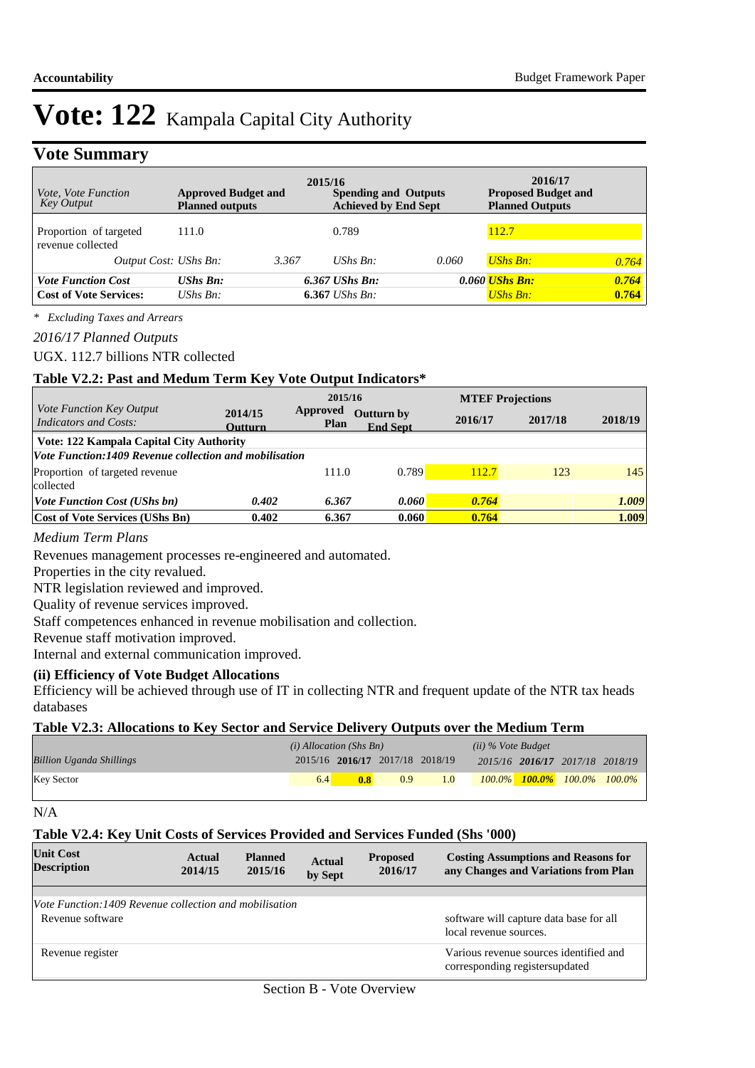# Vote: 122 Kampala Capital City Authority

## Vote Summary

| *Vote, Vote Function Key Output* | 2015/16 Approved Budget and Planned outputs | | 2015/16 Spending and Outputs Achieved by End Sept | | 2016/17 Proposed Budget and Planned Outputs | |
|---|---|---|---|---|---|---|
| Proportion of targeted revenue collected | 111.0 | | 0.789 | | 112.7 | |
| *Output Cost: UShs Bn:* | | *3.367* | *UShs Bn:* | *0.060* | *UShs Bn:* | *0.764* |
| ***Vote Function Cost*** | ***UShs Bn:*** | | ***6.367 UShs Bn:*** | | ***0.060 UShs Bn:*** | ***0.764*** |
| **Cost of Vote Services:** | *UShs Bn:* | | **6.367** *UShs Bn:* | | *UShs Bn:* | **0.764** |

*\* Excluding Taxes and Arrears*

*2016/17 Planned Outputs*

UGX. 112.7 billions NTR collected

### Table V2.2: Past and Medum Term Key Vote Output Indicators*

| *Vote Function Key Output Indicators and Costs:* | 2014/15 Outturn | 2015/16 Approved Plan | 2015/16 Outturn by End Sept | MTEF Projections 2016/17 | 2017/18 | 2018/19 |
|---|---|---|---|---|---|---|
| **Vote: 122 Kampala Capital City Authority** | | | | | | |
| ***Vote Function:1409 Revenue collection and mobilisation*** | | | | | | |
| Proportion of targeted revenue collected | | 111.0 | 0.789 | 112.7 | 123 | 145 |
| ***Vote Function Cost (UShs bn)*** | ***0.402*** | ***6.367*** | ***0.060*** | ***0.764*** | | ***1.009*** |
| **Cost of Vote Services (UShs Bn)** | **0.402** | **6.367** | **0.060** | **0.764** | | **1.009** |

*Medium Term Plans*

Revenues management processes re-engineered and automated.

Properties in the city revalued.

NTR legislation reviewed and improved.

Quality of revenue services improved.

Staff competences enhanced in revenue mobilisation and collection.

Revenue staff motivation improved.

Internal and external communication improved.

### (ii) Efficiency of Vote Budget Allocations

Efficiency will be achieved through use of IT in collecting NTR and frequent update of the NTR tax heads databases

### Table V2.3: Allocations to Key Sector and Service Delivery Outputs over the Medium Term

| *Billion Uganda Shillings* | *(i) Allocation (Shs Bn)* 2015/16 | **2016/17** | 2017/18 | 2018/19 | *(ii) % Vote Budget* *2015/16* | ***2016/17*** | *2017/18* | *2018/19* |
|---|---|---|---|---|---|---|---|---|
| Key Sector | 6.4 | **0.8** | 0.9 | 1.0 | *100.0%* | ***100.0%*** | *100.0%* | *100.0%* |

N/A

### Table V2.4: Key Unit Costs of Services Provided and Services Funded (Shs '000)

| Unit Cost Description | Actual 2014/15 | Planned 2015/16 | Actual by Sept | Proposed 2016/17 | Costing Assumptions and Reasons for any Changes and Variations from Plan |
|---|---|---|---|---|---|
| *Vote Function:1409 Revenue collection and mobilisation* | | | | | |
| Revenue software | | | | | software will capture data base for all local revenue sources. |
| Revenue register | | | | | Various revenue sources identified and corresponding registersupdated |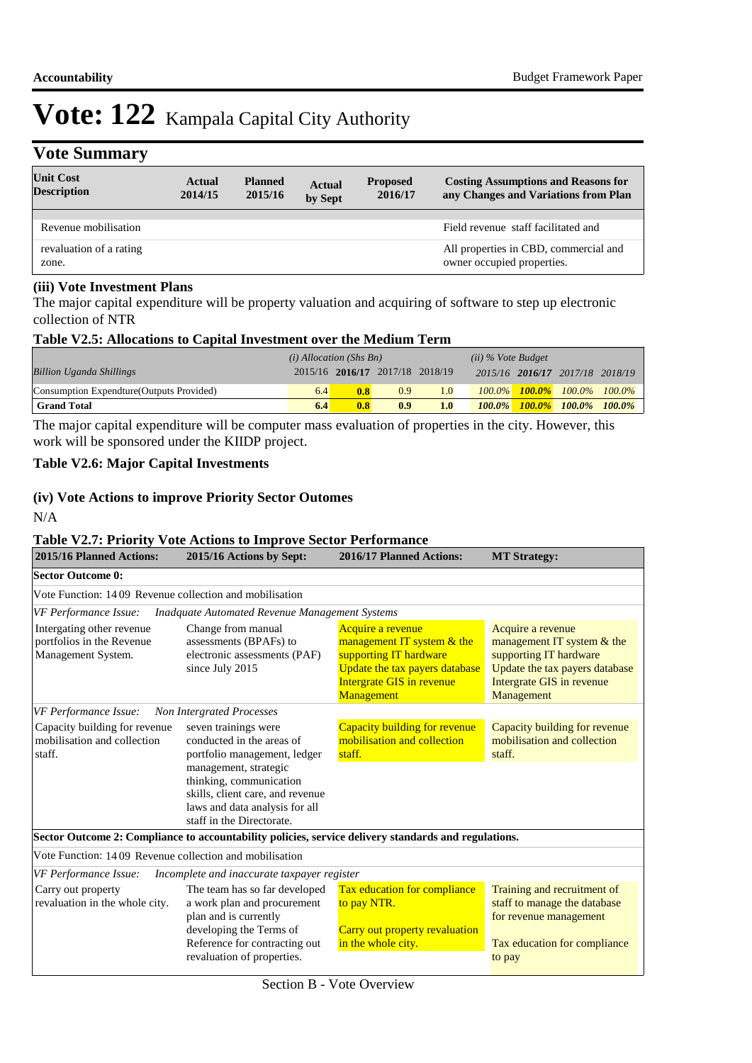# Vote: 122 Kampala Capital City Authority

## Vote Summary

| Unit Cost Description | Actual 2014/15 | Planned 2015/16 | Actual by Sept | Proposed 2016/17 | Costing Assumptions and Reasons for any Changes and Variations from Plan |
|---|---|---|---|---|---|
| Revenue mobilisation | | | | | Field revenue staff facilitated and |
| revaluation of a rating zone. | | | | | All properties in CBD, commercial and owner occupied properties. |

### (iii) Vote Investment Plans

The major capital expenditure will be property valuation and acquiring of software to step up electronic collection of NTR

**Table V2.5: Allocations to Capital Investment over the Medium Term**

| | *(i) Allocation (Shs Bn)* | | | | *(ii) % Vote Budget* | | | |
|---|---|---|---|---|---|---|---|---|
| *Billion Uganda Shillings* | 2015/16 | **2016/17** | 2017/18 | 2018/19 | *2015/16* | ***2016/17*** | *2017/18* | *2018/19* |
| Consumption Expendture(Outputs Provided) | 6.4 | **0.8** | 0.9 | 1.0 | *100.0%* | ***100.0%*** | *100.0%* | *100.0%* |
| **Grand Total** | **6.4** | **0.8** | **0.9** | **1.0** | ***100.0%*** | ***100.0%*** | ***100.0%*** | ***100.0%*** |

The major capital expenditure will be computer mass evaluation of properties in the city. However, this work will be sponsored under the KIIDP project.

**Table V2.6: Major Capital Investments**

### (iv) Vote Actions to improve Priority Sector Outomes

N/A

**Table V2.7: Priority Vote Actions to Improve Sector Performance**

| 2015/16 Planned Actions: | 2015/16 Actions by Sept: | 2016/17 Planned Actions: | MT Strategy: |
|---|---|---|---|
| **Sector Outcome 0:** | | | |
| Vote Function: 14 09 Revenue collection and mobilisation | | | |
| *VF Performance Issue: Inadquate Automated Revenue Management Systems* | | | |
| Intergating other revenue portfolios in the Revenue Management System. | Change from manual assessments (BPAFs) to electronic assessments (PAF) since July 2015 | Acquire a revenue management IT system & the supporting IT hardware Update the tax payers database Intergrate GIS in revenue Management | Acquire a revenue management IT system & the supporting IT hardware Update the tax payers database Intergrate GIS in revenue Management |
| *VF Performance Issue: Non Intergrated Processes* | | | |
| Capacity building for revenue mobilisation and collection staff. | seven trainings were conducted in the areas of portfolio management, ledger management, strategic thinking, communication skills, client care, and revenue laws and data analysis for all staff in the Directorate. | Capacity building for revenue mobilisation and collection staff. | Capacity building for revenue mobilisation and collection staff. |
| **Sector Outcome 2: Compliance to accountability policies, service delivery standards and regulations.** | | | |
| Vote Function: 14 09 Revenue collection and mobilisation | | | |
| *VF Performance Issue: Incomplete and inaccurate taxpayer register* | | | |
| Carry out property revaluation in the whole city. | The team has so far developed a work plan and procurement plan and is currently developing the Terms of Reference for contracting out revaluation of properties. | Tax education for compliance to pay NTR. Carry out property revaluation in the whole city. | Training and recruitment of staff to manage the database for revenue management Tax education for compliance to pay |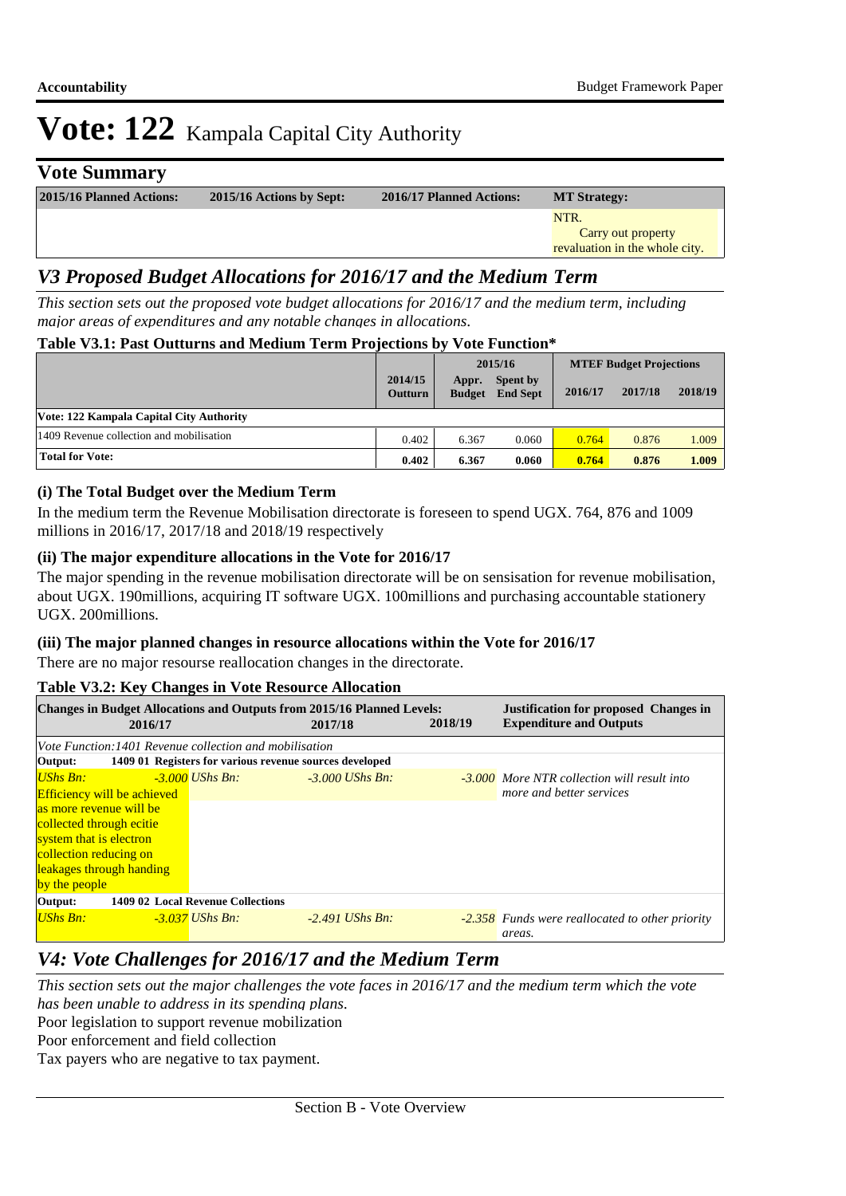# Vote: 122 Kampala Capital City Authority

## Vote Summary

| 2015/16 Planned Actions: | 2015/16 Actions by Sept: | 2016/17 Planned Actions: | MT Strategy: |
|---|---|---|---|
| | | | NTR. Carry out property revaluation in the whole city. |

## *V3 Proposed Budget Allocations for 2016/17 and the Medium Term*

*This section sets out the proposed vote budget allocations for 2016/17 and the medium term, including major areas of expenditures and any notable changes in allocations.*

**Table V3.1: Past Outturns and Medium Term Projections by Vote Function\***

| | 2014/15 Outturn | 2015/16 Appr. Budget | 2015/16 Spent by End Sept | MTEF Budget Projections 2016/17 | 2017/18 | 2018/19 |
|---|---|---|---|---|---|---|
| **Vote: 122 Kampala Capital City Authority** | | | | | | |
| 1409 Revenue collection and mobilisation | 0.402 | 6.367 | 0.060 | 0.764 | 0.876 | 1.009 |
| **Total for Vote:** | **0.402** | **6.367** | **0.060** | **0.764** | **0.876** | **1.009** |

### (i) The Total Budget over the Medium Term

In the medium term the Revenue Mobilisation directorate is foreseen to spend UGX. 764, 876 and 1009 millions in 2016/17, 2017/18 and 2018/19 respectively

### (ii) The major expenditure allocations in the Vote for 2016/17

The major spending in the revenue mobilisation directorate will be on sensisation for revenue mobilisation, about UGX. 190millions, acquiring IT software UGX. 100millions and purchasing accountable stationery UGX. 200millions.

### (iii) The major planned changes in resource allocations within the Vote for 2016/17

There are no major resourse reallocation changes in the directorate.

**Table V3.2: Key Changes in Vote Resource Allocation**

| Changes in Budget Allocations and Outputs from 2015/16 Planned Levels: 2016/17 | 2017/18 | 2018/19 | Justification for proposed Changes in Expenditure and Outputs |
|---|---|---|---|
| *Vote Function:1401 Revenue collection and mobilisation* | | | |
| **Output: 1409 01 Registers for various revenue sources developed** | | | |
| *UShs Bn: -3.000* Efficiency will be achieved as more revenue will be collected through ecitie system that is electron collection reducing on leakages through handing by the people | *UShs Bn: -3.000* | *UShs Bn: -3.000* | *More NTR collection will result into more and better services* |
| **Output: 1409 02 Local Revenue Collections** | | | |
| *UShs Bn: -3.037* | *UShs Bn: -2.491* | *UShs Bn: -2.358* | *Funds were reallocated to other priority areas.* |

## *V4: Vote Challenges for 2016/17 and the Medium Term*

*This section sets out the major challenges the vote faces in 2016/17 and the medium term which the vote has been unable to address in its spending plans.*

Poor legislation to support revenue mobilization
Poor enforcement and field collection
Tax payers who are negative to tax payment.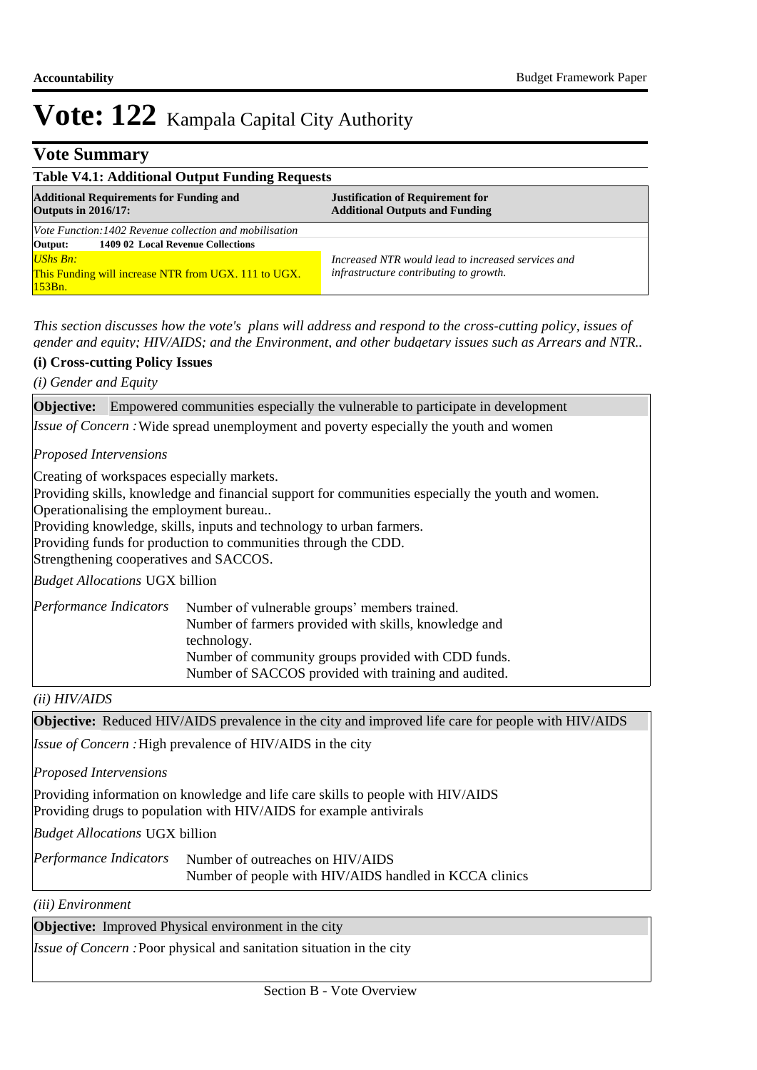# Vote: 122 Kampala Capital City Authority

## Vote Summary

**Table V4.1: Additional Output Funding Requests**

| **Additional Requirements for Funding and Outputs in 2016/17:** | **Justification of Requirement for Additional Outputs and Funding** |
|---|---|
| *Vote Function:1402 Revenue collection and mobilisation* | |
| **Output: 1409 02 Local Revenue Collections** | |
| *UShs Bn:* This Funding will increase NTR from UGX. 111 to UGX. 153Bn. | *Increased NTR would lead to increased services and infrastructure contributing to growth.* |

*This section discusses how the vote's plans will address and respond to the cross-cutting policy, issues of gender and equity; HIV/AIDS; and the Environment, and other budgetary issues such as Arrears and NTR..*

**(i) Cross-cutting Policy Issues**

*(i) Gender and Equity*

**Objective:** Empowered communities especially the vulnerable to participate in development

*Issue of Concern :* Wide spread unemployment and poverty especially the youth and women

*Proposed Intervensions*

Creating of workspaces especially markets.
Providing skills, knowledge and financial support for communities especially the youth and women.
Operationalising the employment bureau..
Providing knowledge, skills, inputs and technology to urban farmers.
Providing funds for production to communities through the CDD.
Strengthening cooperatives and SACCOS.

*Budget Allocations* UGX billion

*Performance Indicators*
Number of vulnerable groups' members trained.
Number of farmers provided with skills, knowledge and technology.
Number of community groups provided with CDD funds.
Number of SACCOS provided with training and audited.

*(ii) HIV/AIDS*

**Objective:** Reduced HIV/AIDS prevalence in the city and improved life care for people with HIV/AIDS

*Issue of Concern :* High prevalence of HIV/AIDS in the city

*Proposed Intervensions*

Providing information on knowledge and life care skills to people with HIV/AIDS
Providing drugs to population with HIV/AIDS for example antivirals

*Budget Allocations* UGX billion

*Performance Indicators*
Number of outreaches on HIV/AIDS
Number of people with HIV/AIDS handled in KCCA clinics

*(iii) Environment*

**Objective:** Improved Physical environment in the city

*Issue of Concern :* Poor physical and sanitation situation in the city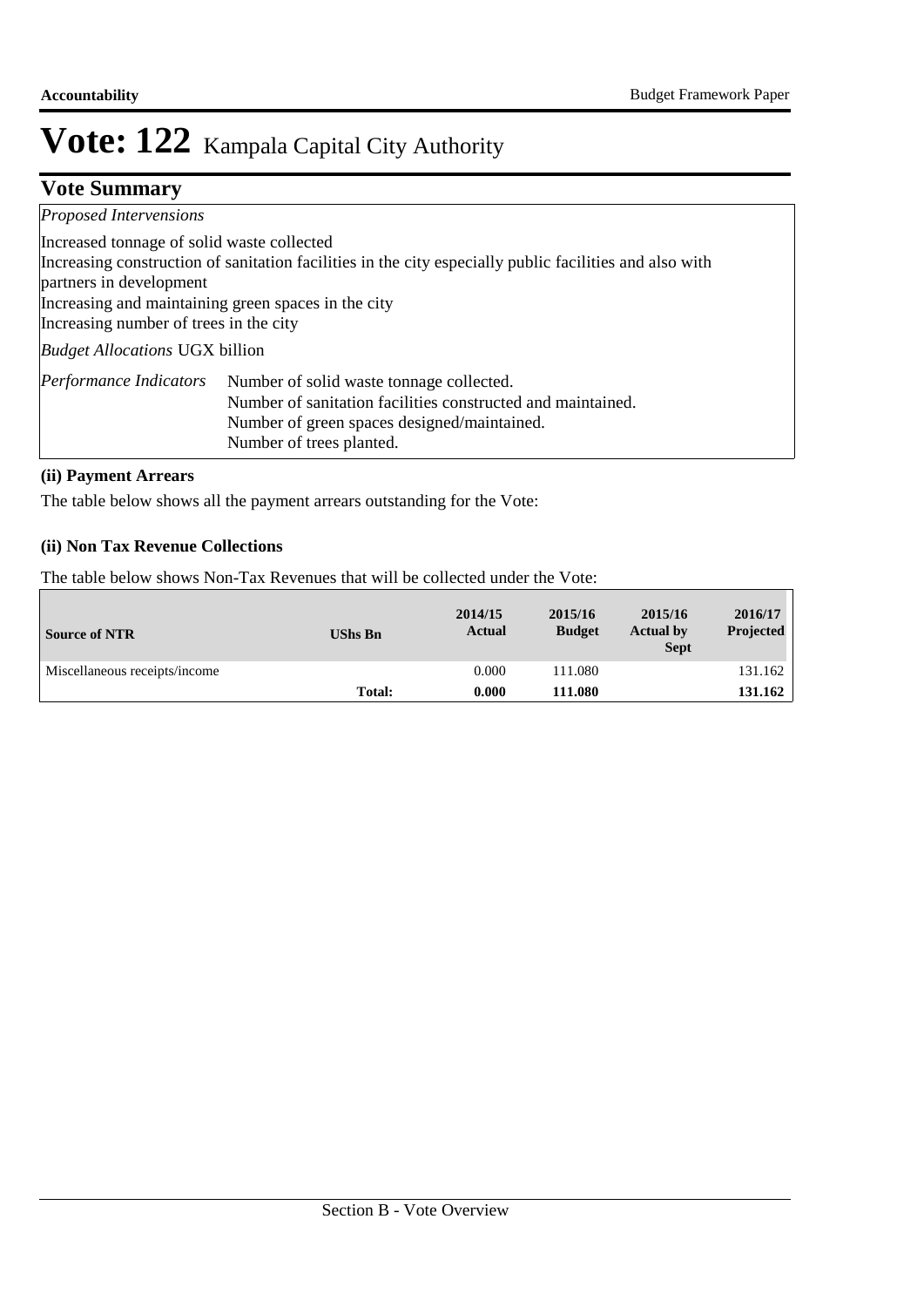# Vote: 122 Kampala Capital City Authority

## Vote Summary

*Proposed Interversions*

Increased tonnage of solid waste collected
Increasing construction of sanitation facilities in the city especially public facilities and also with partners in development
Increasing and maintaining green spaces in the city
Increasing number of trees in the city

*Budget Allocations* UGX billion

| | |
|---|---|
| *Performance Indicators* | Number of solid waste tonnage collected.<br>Number of sanitation facilities constructed and maintained.<br>Number of green spaces designed/maintained.<br>Number of trees planted. |

**(ii) Payment Arrears**

The table below shows all the payment arrears outstanding for the Vote:

**(ii) Non Tax Revenue Collections**

The table below shows Non-Tax Revenues that will be collected under the Vote:

| Source of NTR | UShs Bn | 2014/15 Actual | 2015/16 Budget | 2015/16 Actual by Sept | 2016/17 Projected |
|---|---|---|---|---|---|
| Miscellaneous receipts/income | | 0.000 | 111.080 | | 131.162 |
| | **Total:** | **0.000** | **111.080** | | **131.162** |